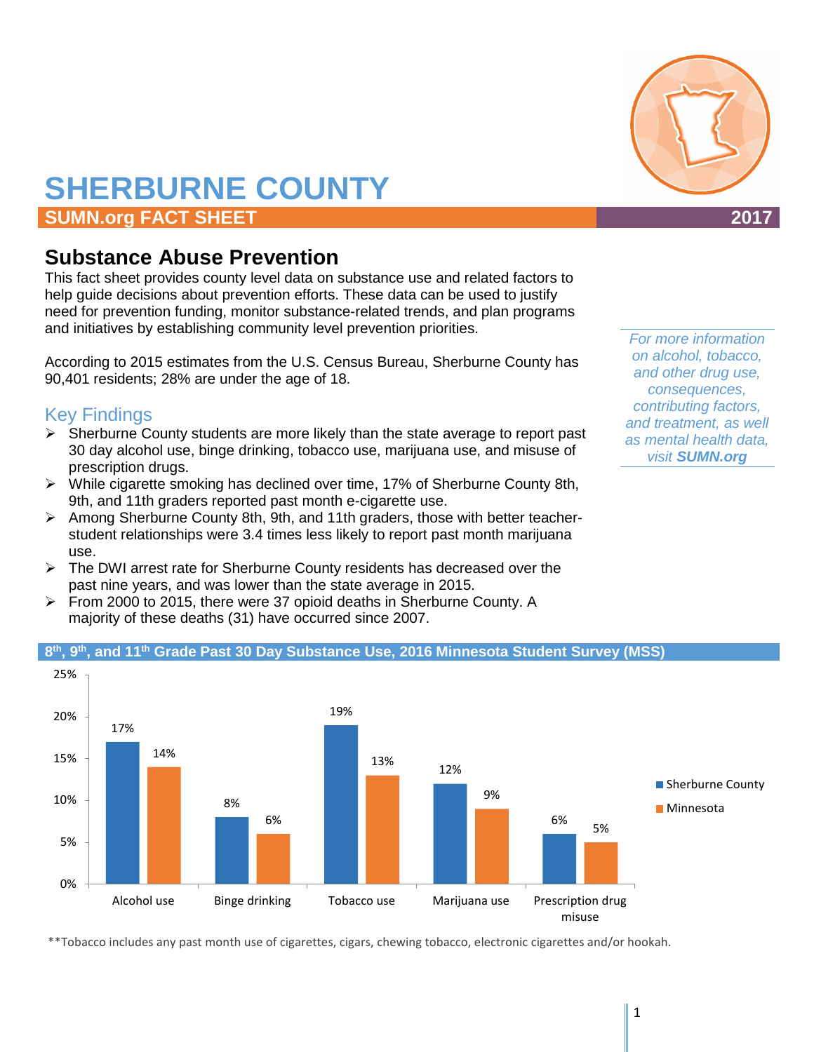# SHERBURNE COUNTY

**SUMN.org FACT SHEET** **2017**

## Substance Abuse Prevention

This fact sheet provides county level data on substance use and related factors to help guide decisions about prevention efforts. These data can be used to justify need for prevention funding, monitor substance-related trends, and plan programs and initiatives by establishing community level prevention priorities.

According to 2015 estimates from the U.S. Census Bureau, Sherburne County has 90,401 residents; 28% are under the age of 18.

*For more information on alcohol, tobacco, and other drug use, consequences, contributing factors, and treatment, as well as mental health data, visit **SUMN.org***

### Key Findings

- Sherburne County students are more likely than the state average to report past 30 day alcohol use, binge drinking, tobacco use, marijuana use, and misuse of prescription drugs.
- While cigarette smoking has declined over time, 17% of Sherburne County 8th, 9th, and 11th graders reported past month e-cigarette use.
- Among Sherburne County 8th, 9th, and 11th graders, those with better teacher-student relationships were 3.4 times less likely to report past month marijuana use.
- The DWI arrest rate for Sherburne County residents has decreased over the past nine years, and was lower than the state average in 2015.
- From 2000 to 2015, there were 37 opioid deaths in Sherburne County. A majority of these deaths (31) have occurred since 2007.

### 8th, 9th, and 11th Grade Past 30 Day Substance Use, 2016 Minnesota Student Survey (MSS)

| | Sherburne County | Minnesota |
|---|---|---|
| Alcohol use | 17% | 14% |
| Binge drinking | 8% | 6% |
| Tobacco use | 19% | 13% |
| Marijuana use | 12% | 9% |
| Prescription drug misuse | 6% | 5% |

**Tobacco includes any past month use of cigarettes, cigars, chewing tobacco, electronic cigarettes and/or hookah.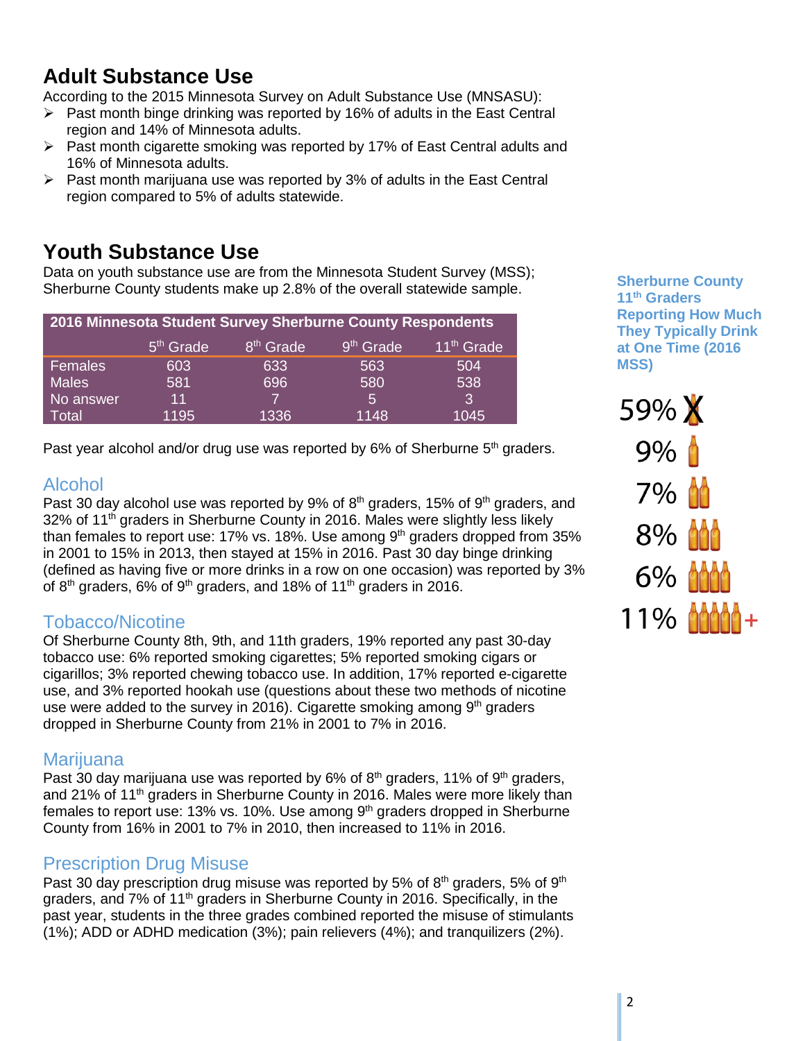## Adult Substance Use

According to the 2015 Minnesota Survey on Adult Substance Use (MNSASU):

- Past month binge drinking was reported by 16% of adults in the East Central region and 14% of Minnesota adults.
- Past month cigarette smoking was reported by 17% of East Central adults and 16% of Minnesota adults.
- Past month marijuana use was reported by 3% of adults in the East Central region compared to 5% of adults statewide.

## Youth Substance Use

Data on youth substance use are from the Minnesota Student Survey (MSS); Sherburne County students make up 2.8% of the overall statewide sample.

**2016 Minnesota Student Survey Sherburne County Respondents**

| | 5th Grade | 8th Grade | 9th Grade | 11th Grade |
|---|---|---|---|---|
| Females | 603 | 633 | 563 | 504 |
| Males | 581 | 696 | 580 | 538 |
| No answer | 11 | 7 | 5 | 3 |
| Total | 1195 | 1336 | 1148 | 1045 |

Past year alcohol and/or drug use was reported by 6% of Sherburne 5th graders.

### Alcohol

Past 30 day alcohol use was reported by 9% of 8th graders, 15% of 9th graders, and 32% of 11th graders in Sherburne County in 2016. Males were slightly less likely than females to report use: 17% vs. 18%. Use among 9th graders dropped from 35% in 2001 to 15% in 2013, then stayed at 15% in 2016. Past 30 day binge drinking (defined as having five or more drinks in a row on one occasion) was reported by 3% of 8th graders, 6% of 9th graders, and 18% of 11th graders in 2016.

**Sherburne County 11th Graders Reporting How Much They Typically Drink at One Time (2016 MSS)**

| Percent | Drinks |
|---|---|
| 59% | 0 |
| 9% | 1 |
| 7% | 2 |
| 8% | 3 |
| 6% | 4 |
| 11% | 5+ |

### Tobacco/Nicotine

Of Sherburne County 8th, 9th, and 11th graders, 19% reported any past 30-day tobacco use: 6% reported smoking cigarettes; 5% reported smoking cigars or cigarillos; 3% reported chewing tobacco use. In addition, 17% reported e-cigarette use, and 3% reported hookah use (questions about these two methods of nicotine use were added to the survey in 2016). Cigarette smoking among 9th graders dropped in Sherburne County from 21% in 2001 to 7% in 2016.

### Marijuana

Past 30 day marijuana use was reported by 6% of 8th graders, 11% of 9th graders, and 21% of 11th graders in Sherburne County in 2016. Males were more likely than females to report use: 13% vs. 10%. Use among 9th graders dropped in Sherburne County from 16% in 2001 to 7% in 2010, then increased to 11% in 2016.

### Prescription Drug Misuse

Past 30 day prescription drug misuse was reported by 5% of 8th graders, 5% of 9th graders, and 7% of 11th graders in Sherburne County in 2016. Specifically, in the past year, students in the three grades combined reported the misuse of stimulants (1%); ADD or ADHD medication (3%); pain relievers (4%); and tranquilizers (2%).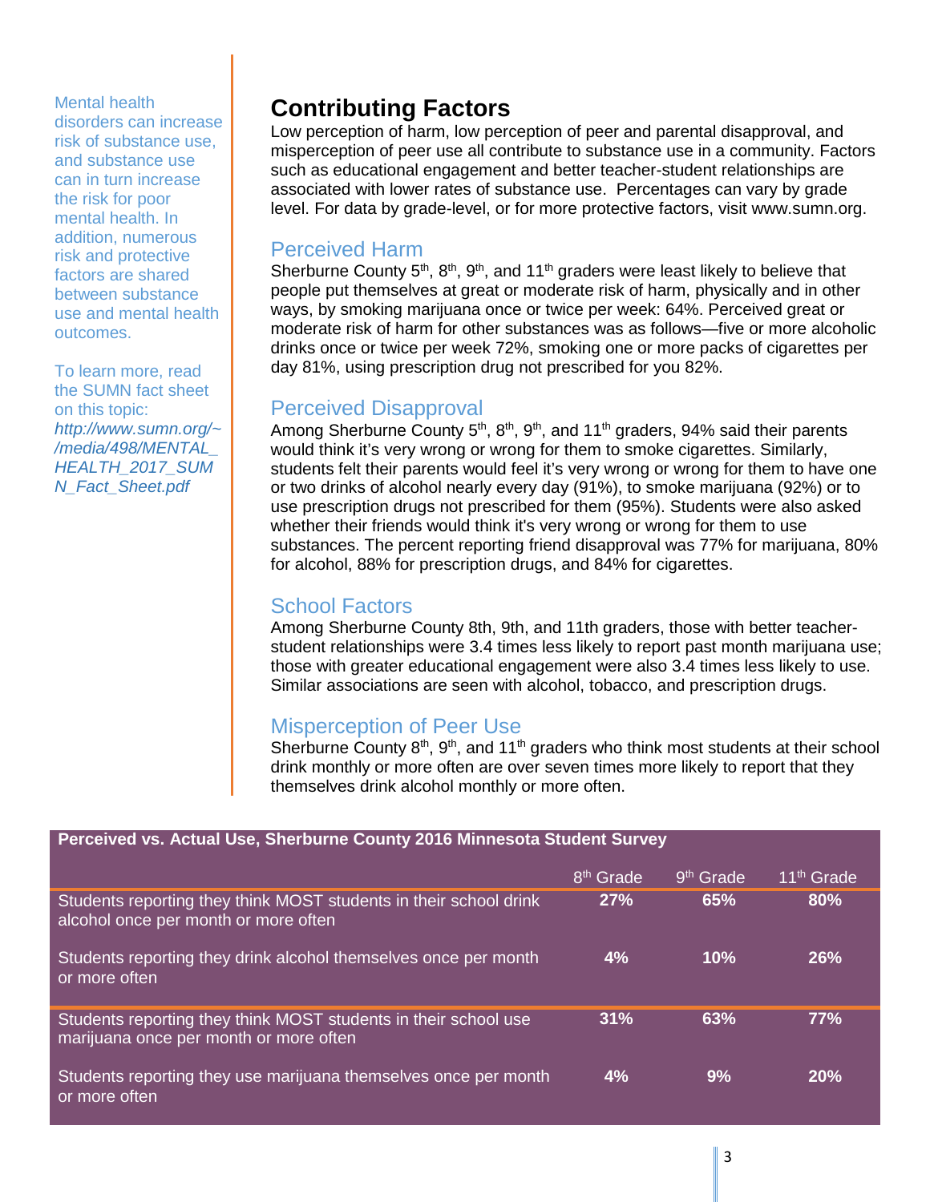Mental health disorders can increase risk of substance use, and substance use can in turn increase the risk for poor mental health. In addition, numerous risk and protective factors are shared between substance use and mental health outcomes.

To learn more, read the SUMN fact sheet on this topic: *http://www.sumn.org/~/media/498/MENTAL_HEALTH_2017_SUMN_Fact_Sheet.pdf*

# Contributing Factors

Low perception of harm, low perception of peer and parental disapproval, and misperception of peer use all contribute to substance use in a community. Factors such as educational engagement and better teacher-student relationships are associated with lower rates of substance use. Percentages can vary by grade level. For data by grade-level, or for more protective factors, visit www.sumn.org.

## Perceived Harm

Sherburne County 5th, 8th, 9th, and 11th graders were least likely to believe that people put themselves at great or moderate risk of harm, physically and in other ways, by smoking marijuana once or twice per week: 64%. Perceived great or moderate risk of harm for other substances was as follows—five or more alcoholic drinks once or twice per week 72%, smoking one or more packs of cigarettes per day 81%, using prescription drug not prescribed for you 82%.

## Perceived Disapproval

Among Sherburne County 5th, 8th, 9th, and 11th graders, 94% said their parents would think it's very wrong or wrong for them to smoke cigarettes. Similarly, students felt their parents would feel it's very wrong or wrong for them to have one or two drinks of alcohol nearly every day (91%), to smoke marijuana (92%) or to use prescription drugs not prescribed for them (95%). Students were also asked whether their friends would think it's very wrong or wrong for them to use substances. The percent reporting friend disapproval was 77% for marijuana, 80% for alcohol, 88% for prescription drugs, and 84% for cigarettes.

## School Factors

Among Sherburne County 8th, 9th, and 11th graders, those with better teacher-student relationships were 3.4 times less likely to report past month marijuana use; those with greater educational engagement were also 3.4 times less likely to use. Similar associations are seen with alcohol, tobacco, and prescription drugs.

## Misperception of Peer Use

Sherburne County 8th, 9th, and 11th graders who think most students at their school drink monthly or more often are over seven times more likely to report that they themselves drink alcohol monthly or more often.

**Perceived vs. Actual Use, Sherburne County 2016 Minnesota Student Survey**

| | 8th Grade | 9th Grade | 11th Grade |
|---|---|---|---|
| Students reporting they think MOST students in their school drink alcohol once per month or more often | **27%** | **65%** | **80%** |
| Students reporting they drink alcohol themselves once per month or more often | **4%** | **10%** | **26%** |
| Students reporting they think MOST students in their school use marijuana once per month or more often | **31%** | **63%** | **77%** |
| Students reporting they use marijuana themselves once per month or more often | **4%** | **9%** | **20%** |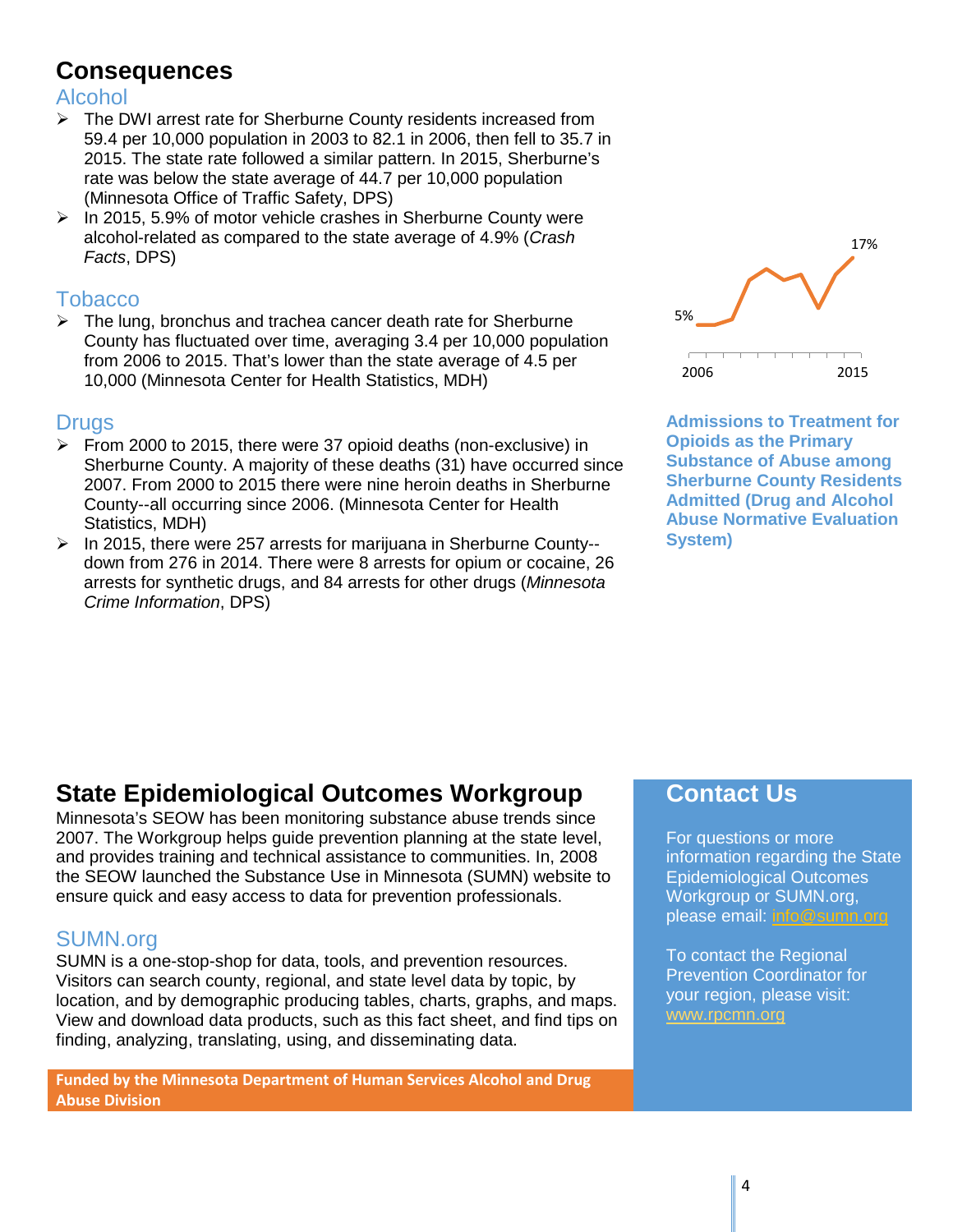# Consequences

## Alcohol

- The DWI arrest rate for Sherburne County residents increased from 59.4 per 10,000 population in 2003 to 82.1 in 2006, then fell to 35.7 in 2015. The state rate followed a similar pattern. In 2015, Sherburne's rate was below the state average of 44.7 per 10,000 population (Minnesota Office of Traffic Safety, DPS)
- In 2015, 5.9% of motor vehicle crashes in Sherburne County were alcohol-related as compared to the state average of 4.9% (*Crash Facts*, DPS)

## Tobacco

- The lung, bronchus and trachea cancer death rate for Sherburne County has fluctuated over time, averaging 3.4 per 10,000 population from 2006 to 2015. That's lower than the state average of 4.5 per 10,000 population (Minnesota Center for Health Statistics, MDH)

## Drugs

- From 2000 to 2015, there were 37 opioid deaths (non-exclusive) in Sherburne County. A majority of these deaths (31) have occurred since 2007. From 2000 to 2015 there were nine heroin deaths in Sherburne County--all occurring since 2006. (Minnesota Center for Health Statistics, MDH)
- In 2015, there were 257 arrests for marijuana in Sherburne County--down from 276 in 2014. There were 8 arrests for opium or cocaine, 26 arrests for synthetic drugs, and 84 arrests for other drugs (*Minnesota Crime Information*, DPS)

17%

5%

2006

2015

**Admissions to Treatment for Opioids as the Primary Substance of Abuse among Sherburne County Residents Admitted (Drug and Alcohol Abuse Normative Evaluation System)**

# State Epidemiological Outcomes Workgroup

Minnesota's SEOW has been monitoring substance abuse trends since 2007. The Workgroup helps guide prevention planning at the state level, and provides training and technical assistance to communities. In, 2008 the SEOW launched the Substance Use in Minnesota (SUMN) website to ensure quick and easy access to data for prevention professionals.

## SUMN.org

SUMN is a one-stop-shop for data, tools, and prevention resources. Visitors can search county, regional, and state level data by topic, by location, and by demographic producing tables, charts, graphs, and maps. View and download data products, such as this fact sheet, and find tips on finding, analyzing, translating, using, and disseminating data.

**Funded by the Minnesota Department of Human Services Alcohol and Drug Abuse Division**

# Contact Us

For questions or more information regarding the State Epidemiological Outcomes Workgroup or SUMN.org, please email: info@sumn.org

To contact the Regional Prevention Coordinator for your region, please visit: www.rpcmn.org